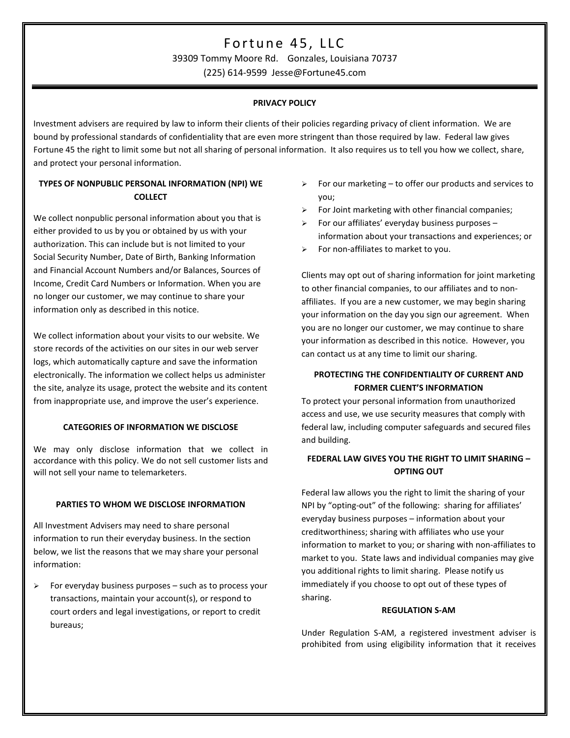# Fortune 45, LLC

39309 Tommy Moore Rd. Gonzales, Louisiana 70737

(225) 614-9599 Jesse@Fortune45.com

## PRIVACY POLICY

Investment advisers are required by law to inform their clients of their policies regarding privacy of client information. We are bound by professional standards of confidentiality that are even more stringent than those required by law. Federal law gives Fortune 45 the right to limit some but not all sharing of personal information. It also requires us to tell you how we collect, share, and protect your personal information.

### TYPES OF NONPUBLIC PERSONAL INFORMATION (NPI) WE COLLECT

We collect nonpublic personal information about you that is either provided to us by you or obtained by us with your authorization. This can include but is not limited to your Social Security Number, Date of Birth, Banking Information and Financial Account Numbers and/or Balances, Sources of Income, Credit Card Numbers or Information. When you are no longer our customer, we may continue to share your information only as described in this notice.

We collect information about your visits to our website. We store records of the activities on our sites in our web server logs, which automatically capture and save the information electronically. The information we collect helps us administer the site, analyze its usage, protect the website and its content from inappropriate use, and improve the user's experience.

### CATEGORIES OF INFORMATION WE DISCLOSE

We may only disclose information that we collect in accordance with this policy. We do not sell customer lists and will not sell your name to telemarketers.

### PARTIES TO WHOM WE DISCLOSE INFORMATION

All Investment Advisers may need to share personal information to run their everyday business. In the section below, we list the reasons that we may share your personal information:

- For everyday business purposes – such as to process your transactions, maintain your account(s), or respond to court orders and legal investigations, or report to credit bureaus;
- For our marketing – to offer our products and services to you;
- For Joint marketing with other financial companies;
- For our affiliates' everyday business purposes – information about your transactions and experiences; or
- For non-affiliates to market to you.

Clients may opt out of sharing information for joint marketing to other financial companies, to our affiliates and to non-affiliates. If you are a new customer, we may begin sharing your information on the day you sign our agreement. When you are no longer our customer, we may continue to share your information as described in this notice. However, you can contact us at any time to limit our sharing.

### PROTECTING THE CONFIDENTIALITY OF CURRENT AND FORMER CLIENT'S INFORMATION

To protect your personal information from unauthorized access and use, we use security measures that comply with federal law, including computer safeguards and secured files and building.

### FEDERAL LAW GIVES YOU THE RIGHT TO LIMIT SHARING – OPTING OUT

Federal law allows you the right to limit the sharing of your NPI by "opting-out" of the following: sharing for affiliates' everyday business purposes – information about your creditworthiness; sharing with affiliates who use your information to market to you; or sharing with non-affiliates to market to you. State laws and individual companies may give you additional rights to limit sharing. Please notify us immediately if you choose to opt out of these types of sharing.

### REGULATION S-AM

Under Regulation S-AM, a registered investment adviser is prohibited from using eligibility information that it receives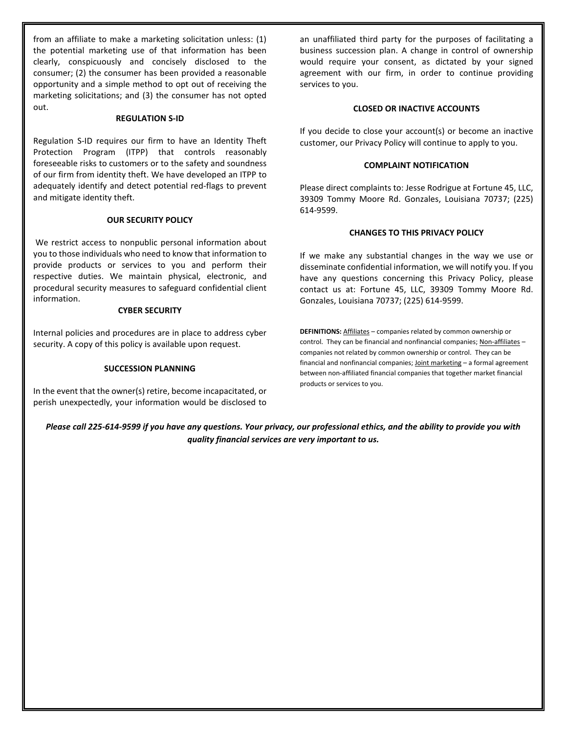from an affiliate to make a marketing solicitation unless: (1) the potential marketing use of that information has been clearly, conspicuously and concisely disclosed to the consumer; (2) the consumer has been provided a reasonable opportunity and a simple method to opt out of receiving the marketing solicitations; and (3) the consumer has not opted out.

**REGULATION S-ID**

Regulation S-ID requires our firm to have an Identity Theft Protection Program (ITPP) that controls reasonably foreseeable risks to customers or to the safety and soundness of our firm from identity theft. We have developed an ITPP to adequately identify and detect potential red-flags to prevent and mitigate identity theft.

**OUR SECURITY POLICY**

We restrict access to nonpublic personal information about you to those individuals who need to know that information to provide products or services to you and perform their respective duties. We maintain physical, electronic, and procedural security measures to safeguard confidential client information.

**CYBER SECURITY**

Internal policies and procedures are in place to address cyber security. A copy of this policy is available upon request.

**SUCCESSION PLANNING**

In the event that the owner(s) retire, become incapacitated, or perish unexpectedly, your information would be disclosed to an unaffiliated third party for the purposes of facilitating a business succession plan. A change in control of ownership would require your consent, as dictated by your signed agreement with our firm, in order to continue providing services to you.

**CLOSED OR INACTIVE ACCOUNTS**

If you decide to close your account(s) or become an inactive customer, our Privacy Policy will continue to apply to you.

**COMPLAINT NOTIFICATION**

Please direct complaints to: Jesse Rodrigue at Fortune 45, LLC, 39309 Tommy Moore Rd. Gonzales, Louisiana 70737; (225) 614-9599.

**CHANGES TO THIS PRIVACY POLICY**

If we make any substantial changes in the way we use or disseminate confidential information, we will notify you. If you have any questions concerning this Privacy Policy, please contact us at: Fortune 45, LLC, 39309 Tommy Moore Rd. Gonzales, Louisiana 70737; (225) 614-9599.

**DEFINITIONS:** Affiliates – companies related by common ownership or control. They can be financial and nonfinancial companies; Non-affiliates – companies not related by common ownership or control. They can be financial and nonfinancial companies; Joint marketing – a formal agreement between non-affiliated financial companies that together market financial products or services to you.

***Please call 225-614-9599 if you have any questions. Your privacy, our professional ethics, and the ability to provide you with quality financial services are very important to us.***